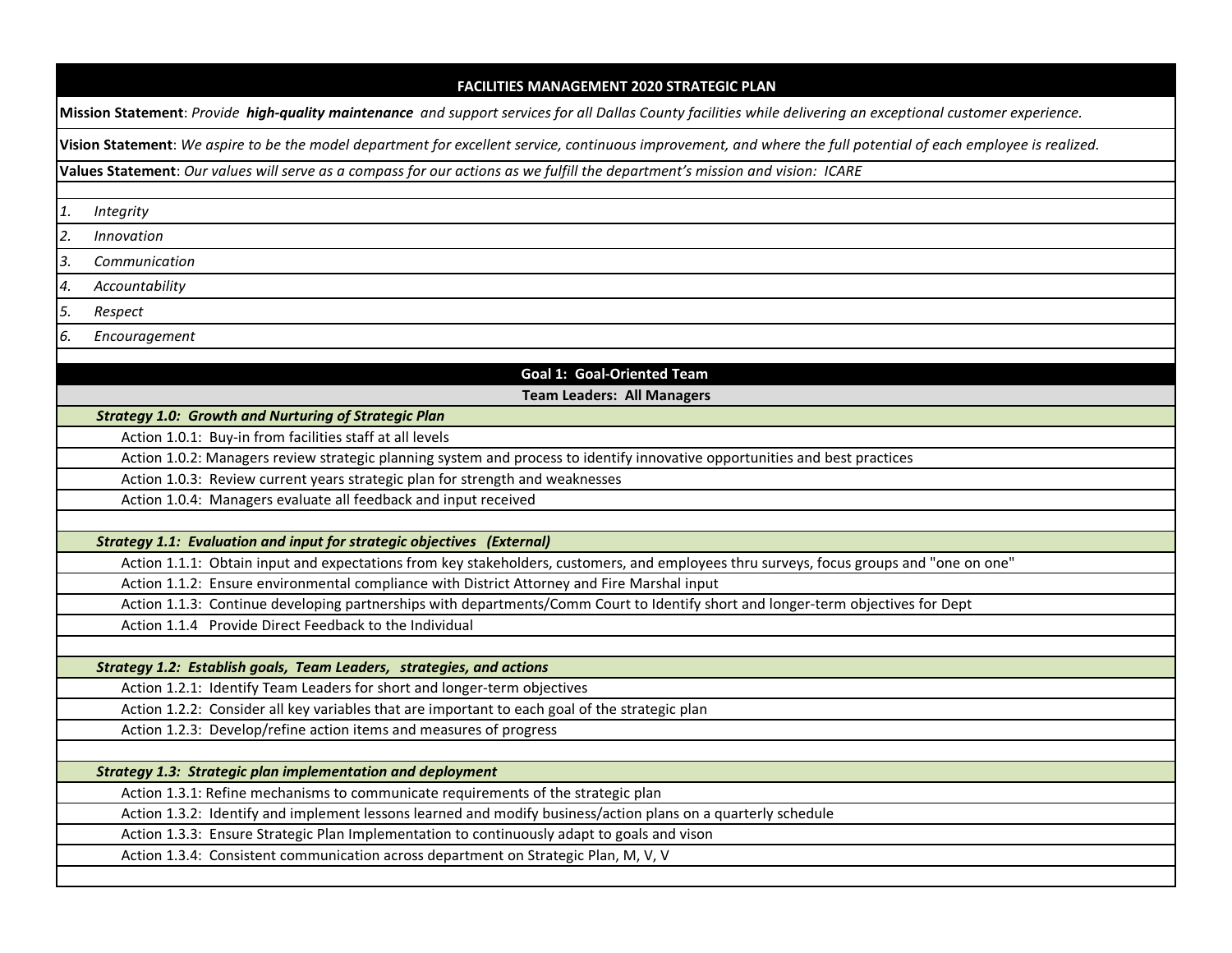# FACILITIES MANAGEMENT 2020 STRATEGIC PLAN

**Mission Statement**: *Provide* ***high-quality maintenance*** *and support services for all Dallas County facilities while delivering an exceptional customer experience.*

**Vision Statement**: *We aspire to be the model department for excellent service, continuous improvement, and where the full potential of each employee is realized.*

**Values Statement**: *Our values will serve as a compass for our actions as we fulfill the department's mission and vision: ICARE*

1. *Integrity*
2. *Innovation*
3. *Communication*
4. *Accountability*
5. *Respect*
6. *Encouragement*

## Goal 1: Goal-Oriented Team

**Team Leaders: All Managers**

***Strategy 1.0: Growth and Nurturing of Strategic Plan***

- Action 1.0.1: Buy-in from facilities staff at all levels
- Action 1.0.2: Managers review strategic planning system and process to identify innovative opportunities and best practices
- Action 1.0.3: Review current years strategic plan for strength and weaknesses
- Action 1.0.4: Managers evaluate all feedback and input received

***Strategy 1.1: Evaluation and input for strategic objectives (External)***

- Action 1.1.1: Obtain input and expectations from key stakeholders, customers, and employees thru surveys, focus groups and "one on one"
- Action 1.1.2: Ensure environmental compliance with District Attorney and Fire Marshal input
- Action 1.1.3: Continue developing partnerships with departments/Comm Court to Identify short and longer-term objectives for Dept
- Action 1.1.4 Provide Direct Feedback to the Individual

***Strategy 1.2: Establish goals, Team Leaders, strategies, and actions***

- Action 1.2.1: Identify Team Leaders for short and longer-term objectives
- Action 1.2.2: Consider all key variables that are important to each goal of the strategic plan
- Action 1.2.3: Develop/refine action items and measures of progress

***Strategy 1.3: Strategic plan implementation and deployment***

- Action 1.3.1: Refine mechanisms to communicate requirements of the strategic plan
- Action 1.3.2: Identify and implement lessons learned and modify business/action plans on a quarterly schedule
- Action 1.3.3: Ensure Strategic Plan Implementation to continuously adapt to goals and vison
- Action 1.3.4: Consistent communication across department on Strategic Plan, M, V, V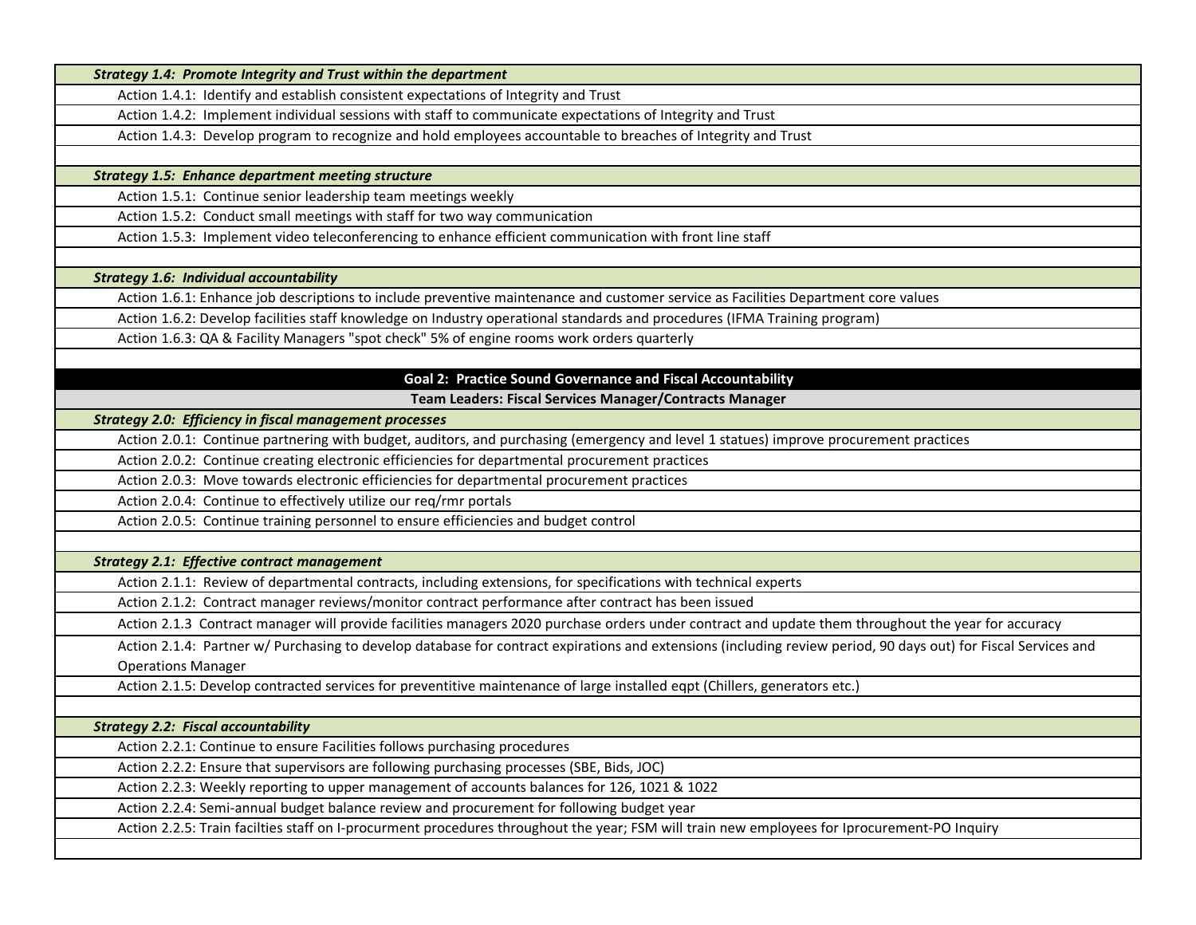***Strategy 1.4: Promote Integrity and Trust within the department***

- Action 1.4.1: Identify and establish consistent expectations of Integrity and Trust
- Action 1.4.2: Implement individual sessions with staff to communicate expectations of Integrity and Trust
- Action 1.4.3: Develop program to recognize and hold employees accountable to breaches of Integrity and Trust

***Strategy 1.5: Enhance department meeting structure***

- Action 1.5.1: Continue senior leadership team meetings weekly
- Action 1.5.2: Conduct small meetings with staff for two way communication
- Action 1.5.3: Implement video teleconferencing to enhance efficient communication with front line staff

***Strategy 1.6: Individual accountability***

- Action 1.6.1: Enhance job descriptions to include preventive maintenance and customer service as Facilities Department core values
- Action 1.6.2: Develop facilities staff knowledge on Industry operational standards and procedures (IFMA Training program)
- Action 1.6.3: QA & Facility Managers "spot check" 5% of engine rooms work orders quarterly

## Goal 2: Practice Sound Governance and Fiscal Accountability

**Team Leaders: Fiscal Services Manager/Contracts Manager**

***Strategy 2.0: Efficiency in fiscal management processes***

- Action 2.0.1: Continue partnering with budget, auditors, and purchasing (emergency and level 1 statues) improve procurement practices
- Action 2.0.2: Continue creating electronic efficiencies for departmental procurement practices
- Action 2.0.3: Move towards electronic efficiencies for departmental procurement practices
- Action 2.0.4: Continue to effectively utilize our req/rmr portals
- Action 2.0.5: Continue training personnel to ensure efficiencies and budget control

***Strategy 2.1: Effective contract management***

- Action 2.1.1: Review of departmental contracts, including extensions, for specifications with technical experts
- Action 2.1.2: Contract manager reviews/monitor contract performance after contract has been issued
- Action 2.1.3 Contract manager will provide facilities managers 2020 purchase orders under contract and update them throughout the year for accuracy
- Action 2.1.4: Partner w/ Purchasing to develop database for contract expirations and extensions (including review period, 90 days out) for Fiscal Services and Operations Manager
- Action 2.1.5: Develop contracted services for preventitive maintenance of large installed eqpt (Chillers, generators etc.)

***Strategy 2.2: Fiscal accountability***

- Action 2.2.1: Continue to ensure Facilities follows purchasing procedures
- Action 2.2.2: Ensure that supervisors are following purchasing processes (SBE, Bids, JOC)
- Action 2.2.3: Weekly reporting to upper management of accounts balances for 126, 1021 & 1022
- Action 2.2.4: Semi-annual budget balance review and procurement for following budget year
- Action 2.2.5: Train facilties staff on I-procurment procedures throughout the year; FSM will train new employees for Iprocurement-PO Inquiry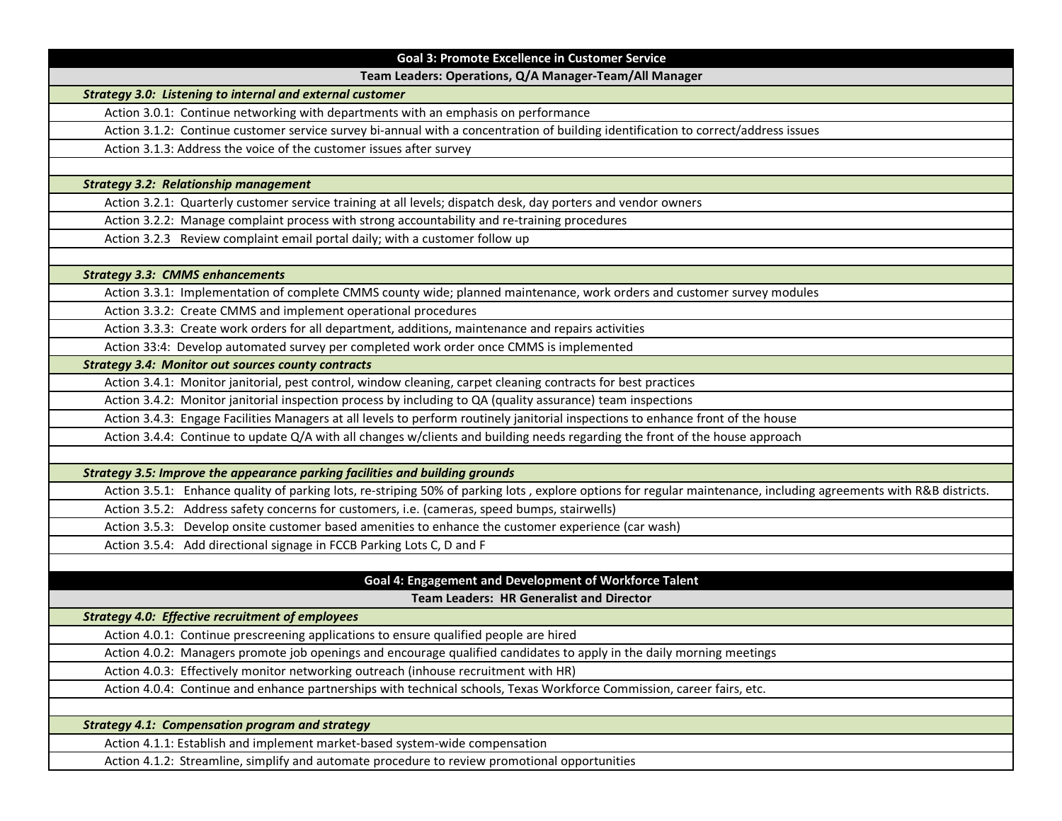| Goal 3: Promote Excellence in Customer Service |
|---|
| **Team Leaders: Operations, Q/A Manager-Team/All Manager** |
| ***Strategy 3.0: Listening to internal and external customer*** |
| Action 3.0.1: Continue networking with departments with an emphasis on performance |
| Action 3.1.2: Continue customer service survey bi-annual with a concentration of building identification to correct/address issues |
| Action 3.1.3: Address the voice of the customer issues after survey |
| |
| ***Strategy 3.2: Relationship management*** |
| Action 3.2.1: Quarterly customer service training at all levels; dispatch desk, day porters and vendor owners |
| Action 3.2.2: Manage complaint process with strong accountability and re-training procedures |
| Action 3.2.3 Review complaint email portal daily; with a customer follow up |
| |
| ***Strategy 3.3: CMMS enhancements*** |
| Action 3.3.1: Implementation of complete CMMS county wide; planned maintenance, work orders and customer survey modules |
| Action 3.3.2: Create CMMS and implement operational procedures |
| Action 3.3.3: Create work orders for all department, additions, maintenance and repairs activities |
| Action 33:4: Develop automated survey per completed work order once CMMS is implemented |
| ***Strategy 3.4: Monitor out sources county contracts*** |
| Action 3.4.1: Monitor janitorial, pest control, window cleaning, carpet cleaning contracts for best practices |
| Action 3.4.2: Monitor janitorial inspection process by including to QA (quality assurance) team inspections |
| Action 3.4.3: Engage Facilities Managers at all levels to perform routinely janitorial inspections to enhance front of the house |
| Action 3.4.4: Continue to update Q/A with all changes w/clients and building needs regarding the front of the house approach |
| |
| ***Strategy 3.5: Improve the appearance parking facilities and building grounds*** |
| Action 3.5.1: Enhance quality of parking lots, re-striping 50% of parking lots , explore options for regular maintenance, including agreements with R&B districts. |
| Action 3.5.2: Address safety concerns for customers, i.e. (cameras, speed bumps, stairwells) |
| Action 3.5.3: Develop onsite customer based amenities to enhance the customer experience (car wash) |
| Action 3.5.4: Add directional signage in FCCB Parking Lots C, D and F |

| Goal 4: Engagement and Development of Workforce Talent |
|---|
| **Team Leaders: HR Generalist and Director** |
| ***Strategy 4.0: Effective recruitment of employees*** |
| Action 4.0.1: Continue prescreening applications to ensure qualified people are hired |
| Action 4.0.2: Managers promote job openings and encourage qualified candidates to apply in the daily morning meetings |
| Action 4.0.3: Effectively monitor networking outreach (inhouse recruitment with HR) |
| Action 4.0.4: Continue and enhance partnerships with technical schools, Texas Workforce Commission, career fairs, etc. |
| |
| ***Strategy 4.1: Compensation program and strategy*** |
| Action 4.1.1: Establish and implement market-based system-wide compensation |
| Action 4.1.2: Streamline, simplify and automate procedure to review promotional opportunities |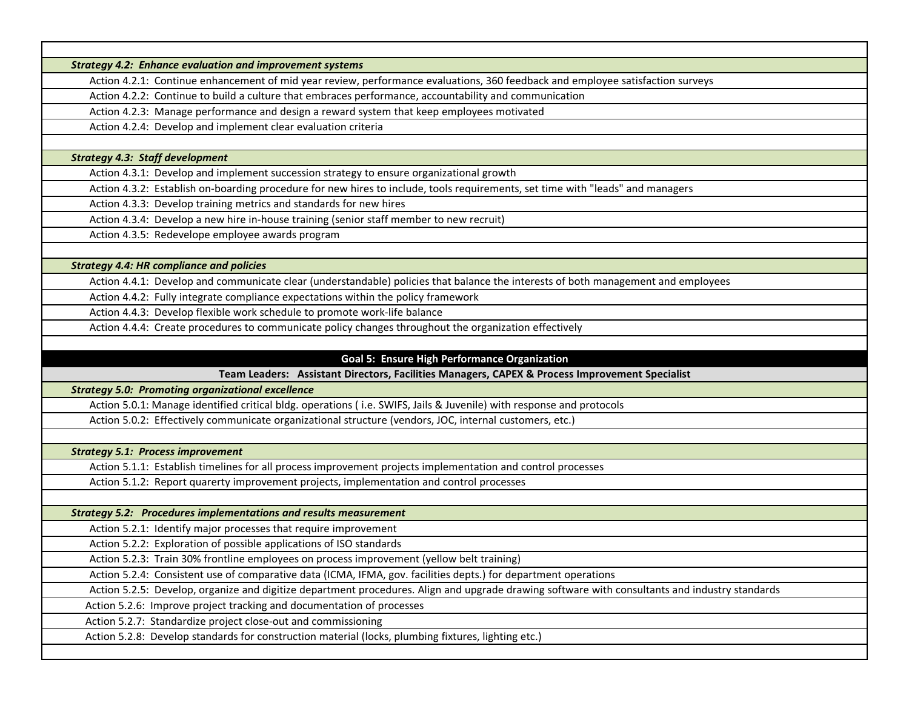***Strategy 4.2: Enhance evaluation and improvement systems***

- Action 4.2.1: Continue enhancement of mid year review, performance evaluations, 360 feedback and employee satisfaction surveys
- Action 4.2.2: Continue to build a culture that embraces performance, accountability and communication
- Action 4.2.3: Manage performance and design a reward system that keep employees motivated
- Action 4.2.4: Develop and implement clear evaluation criteria

***Strategy 4.3: Staff development***

- Action 4.3.1: Develop and implement succession strategy to ensure organizational growth
- Action 4.3.2: Establish on-boarding procedure for new hires to include, tools requirements, set time with "leads" and managers
- Action 4.3.3: Develop training metrics and standards for new hires
- Action 4.3.4: Develop a new hire in-house training (senior staff member to new recruit)
- Action 4.3.5: Redevelope employee awards program

***Strategy 4.4: HR compliance and policies***

- Action 4.4.1: Develop and communicate clear (understandable) policies that balance the interests of both management and employees
- Action 4.4.2: Fully integrate compliance expectations within the policy framework
- Action 4.4.3: Develop flexible work schedule to promote work-life balance
- Action 4.4.4: Create procedures to communicate policy changes throughout the organization effectively

## Goal 5: Ensure High Performance Organization

**Team Leaders: Assistant Directors, Facilities Managers, CAPEX & Process Improvement Specialist**

***Strategy 5.0: Promoting organizational excellence***

- Action 5.0.1: Manage identified critical bldg. operations ( i.e. SWIFS, Jails & Juvenile) with response and protocols
- Action 5.0.2: Effectively communicate organizational structure (vendors, JOC, internal customers, etc.)

***Strategy 5.1: Process improvement***

- Action 5.1.1: Establish timelines for all process improvement projects implementation and control processes
- Action 5.1.2: Report quarerty improvement projects, implementation and control processes

***Strategy 5.2: Procedures implementations and results measurement***

- Action 5.2.1: Identify major processes that require improvement
- Action 5.2.2: Exploration of possible applications of ISO standards
- Action 5.2.3: Train 30% frontline employees on process improvement (yellow belt training)
- Action 5.2.4: Consistent use of comparative data (ICMA, IFMA, gov. facilities depts.) for department operations
- Action 5.2.5: Develop, organize and digitize department procedures. Align and upgrade drawing software with consultants and industry standards
- Action 5.2.6: Improve project tracking and documentation of processes
- Action 5.2.7: Standardize project close-out and commissioning
- Action 5.2.8: Develop standards for construction material (locks, plumbing fixtures, lighting etc.)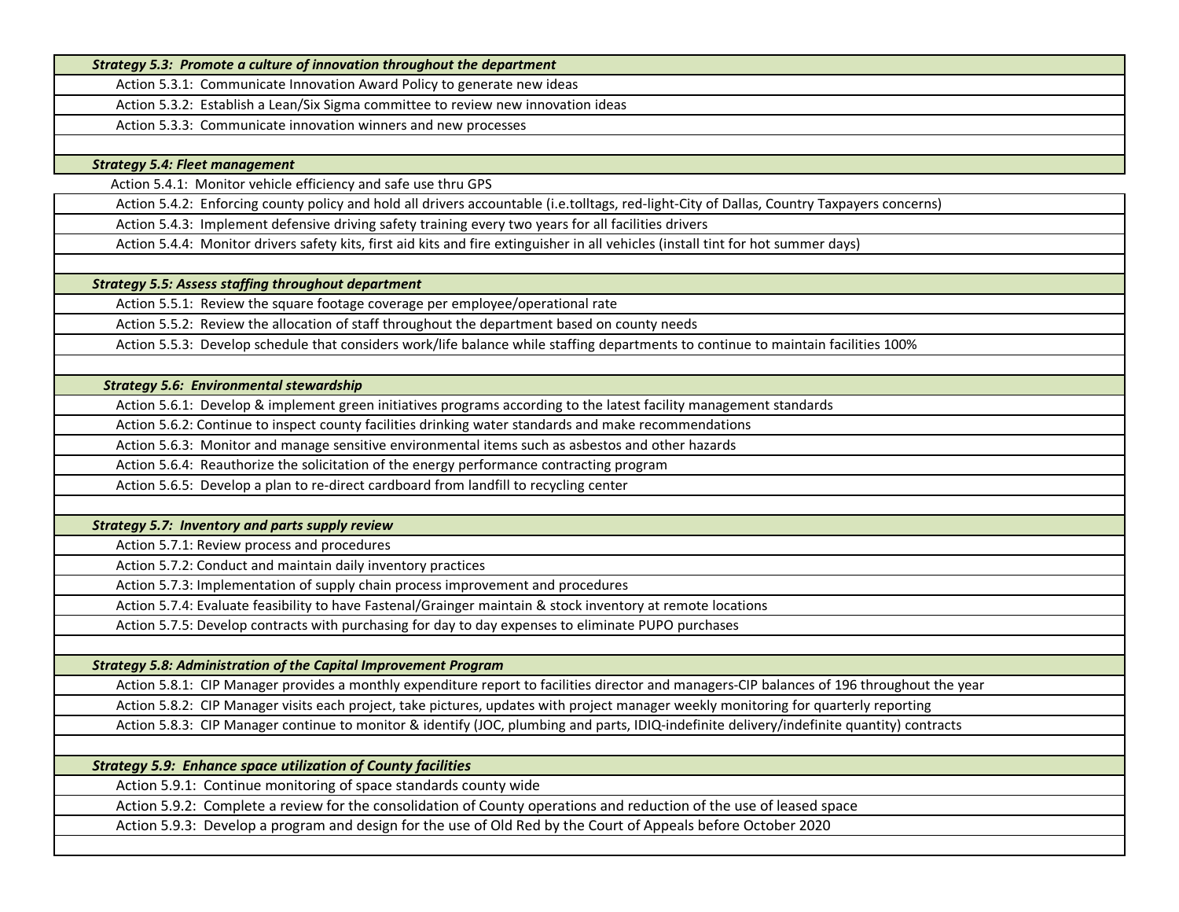| ***Strategy 5.3: Promote a culture of innovation throughout the department*** |
|---|
| Action 5.3.1: Communicate Innovation Award Policy to generate new ideas |
| Action 5.3.2: Establish a Lean/Six Sigma committee to review new innovation ideas |
| Action 5.3.3: Communicate innovation winners and new processes |
| |
| ***Strategy 5.4: Fleet management*** |
| Action 5.4.1: Monitor vehicle efficiency and safe use thru GPS |
| Action 5.4.2: Enforcing county policy and hold all drivers accountable (i.e.tolltags, red-light-City of Dallas, Country Taxpayers concerns) |
| Action 5.4.3: Implement defensive driving safety training every two years for all facilities drivers |
| Action 5.4.4: Monitor drivers safety kits, first aid kits and fire extinguisher in all vehicles (install tint for hot summer days) |
| |
| ***Strategy 5.5: Assess staffing throughout department*** |
| Action 5.5.1: Review the square footage coverage per employee/operational rate |
| Action 5.5.2: Review the allocation of staff throughout the department based on county needs |
| Action 5.5.3: Develop schedule that considers work/life balance while staffing departments to continue to maintain facilities 100% |
| |
| ***Strategy 5.6: Environmental stewardship*** |
| Action 5.6.1: Develop & implement green initiatives programs according to the latest facility management standards |
| Action 5.6.2: Continue to inspect county facilities drinking water standards and make recommendations |
| Action 5.6.3: Monitor and manage sensitive environmental items such as asbestos and other hazards |
| Action 5.6.4: Reauthorize the solicitation of the energy performance contracting program |
| Action 5.6.5: Develop a plan to re-direct cardboard from landfill to recycling center |
| |
| ***Strategy 5.7: Inventory and parts supply review*** |
| Action 5.7.1: Review process and procedures |
| Action 5.7.2: Conduct and maintain daily inventory practices |
| Action 5.7.3: Implementation of supply chain process improvement and procedures |
| Action 5.7.4: Evaluate feasibility to have Fastenal/Grainger maintain & stock inventory at remote locations |
| Action 5.7.5: Develop contracts with purchasing for day to day expenses to eliminate PUPO purchases |
| |
| ***Strategy 5.8: Administration of the Capital Improvement Program*** |
| Action 5.8.1: CIP Manager provides a monthly expenditure report to facilities director and managers-CIP balances of 196 throughout the year |
| Action 5.8.2: CIP Manager visits each project, take pictures, updates with project manager weekly monitoring for quarterly reporting |
| Action 5.8.3: CIP Manager continue to monitor & identify (JOC, plumbing and parts, IDIQ-indefinite delivery/indefinite quantity) contracts |
| |
| ***Strategy 5.9: Enhance space utilization of County facilities*** |
| Action 5.9.1: Continue monitoring of space standards county wide |
| Action 5.9.2: Complete a review for the consolidation of County operations and reduction of the use of leased space |
| Action 5.9.3: Develop a program and design for the use of Old Red by the Court of Appeals before October 2020 |
| |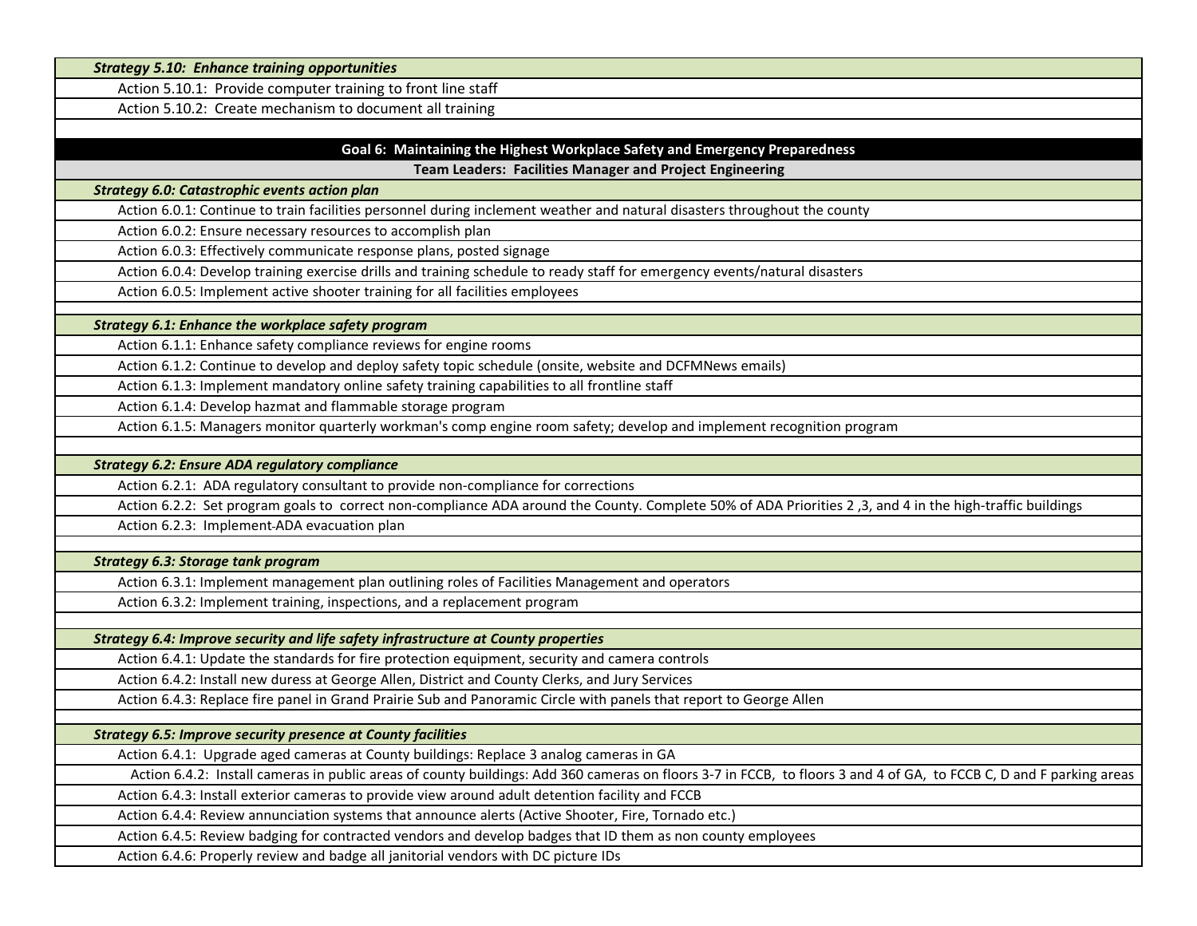***Strategy 5.10: Enhance training opportunities***

- Action 5.10.1: Provide computer training to front line staff
- Action 5.10.2: Create mechanism to document all training

## Goal 6: Maintaining the Highest Workplace Safety and Emergency Preparedness

**Team Leaders: Facilities Manager and Project Engineering**

***Strategy 6.0: Catastrophic events action plan***

- Action 6.0.1: Continue to train facilities personnel during inclement weather and natural disasters throughout the county
- Action 6.0.2: Ensure necessary resources to accomplish plan
- Action 6.0.3: Effectively communicate response plans, posted signage
- Action 6.0.4: Develop training exercise drills and training schedule to ready staff for emergency events/natural disasters
- Action 6.0.5: Implement active shooter training for all facilities employees

***Strategy 6.1: Enhance the workplace safety program***

- Action 6.1.1: Enhance safety compliance reviews for engine rooms
- Action 6.1.2: Continue to develop and deploy safety topic schedule (onsite, website and DCFMNews emails)
- Action 6.1.3: Implement mandatory online safety training capabilities to all frontline staff
- Action 6.1.4: Develop hazmat and flammable storage program
- Action 6.1.5: Managers monitor quarterly workman's comp engine room safety; develop and implement recognition program

***Strategy 6.2: Ensure ADA regulatory compliance***

- Action 6.2.1: ADA regulatory consultant to provide non-compliance for corrections
- Action 6.2.2: Set program goals to correct non-compliance ADA around the County. Complete 50% of ADA Priorities 2 ,3, and 4 in the high-traffic buildings
- Action 6.2.3: Implement ADA evacuation plan

***Strategy 6.3: Storage tank program***

- Action 6.3.1: Implement management plan outlining roles of Facilities Management and operators
- Action 6.3.2: Implement training, inspections, and a replacement program

***Strategy 6.4: Improve security and life safety infrastructure at County properties***

- Action 6.4.1: Update the standards for fire protection equipment, security and camera controls
- Action 6.4.2: Install new duress at George Allen, District and County Clerks, and Jury Services
- Action 6.4.3: Replace fire panel in Grand Prairie Sub and Panoramic Circle with panels that report to George Allen

***Strategy 6.5: Improve security presence at County facilities***

- Action 6.4.1: Upgrade aged cameras at County buildings: Replace 3 analog cameras in GA
- Action 6.4.2: Install cameras in public areas of county buildings: Add 360 cameras on floors 3-7 in FCCB, to floors 3 and 4 of GA, to FCCB C, D and F parking areas
- Action 6.4.3: Install exterior cameras to provide view around adult detention facility and FCCB
- Action 6.4.4: Review annunciation systems that announce alerts (Active Shooter, Fire, Tornado etc.)
- Action 6.4.5: Review badging for contracted vendors and develop badges that ID them as non county employees
- Action 6.4.6: Properly review and badge all janitorial vendors with DC picture IDs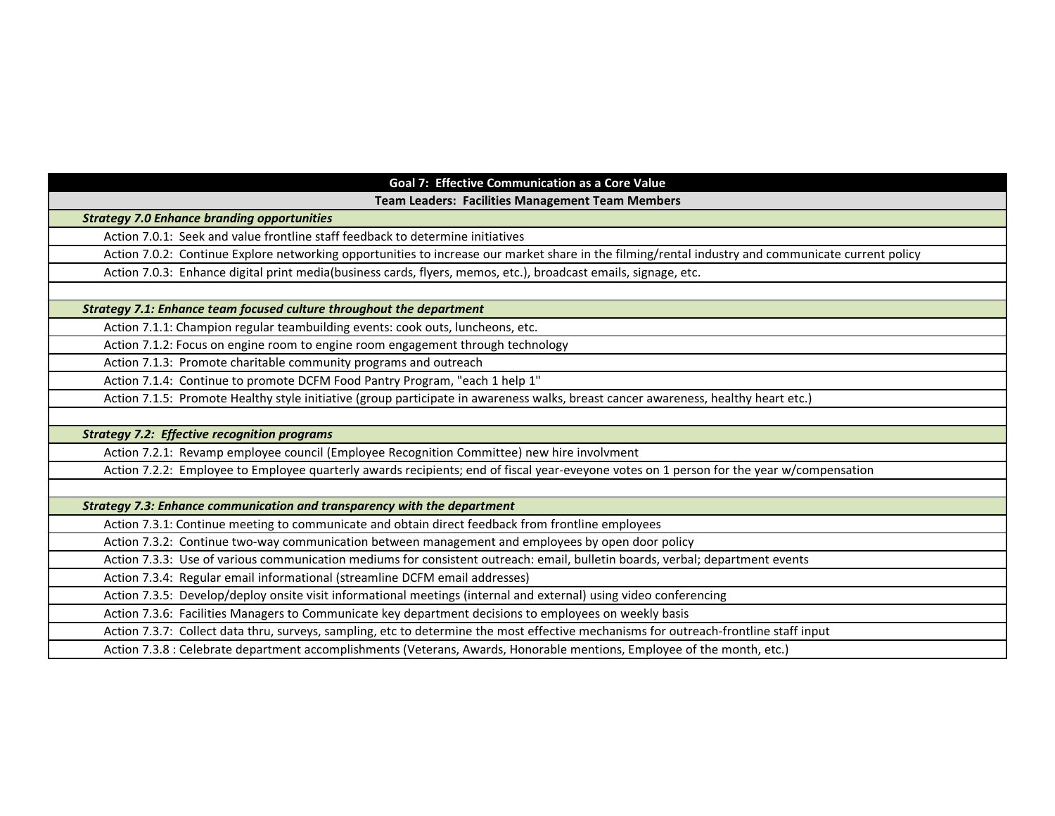| Goal 7: Effective Communication as a Core Value |
|---|
| **Team Leaders: Facilities Management Team Members** |
| ***Strategy 7.0 Enhance branding opportunities*** |
| Action 7.0.1: Seek and value frontline staff feedback to determine initiatives |
| Action 7.0.2: Continue Explore networking opportunities to increase our market share in the filming/rental industry and communicate current policy |
| Action 7.0.3: Enhance digital print media(business cards, flyers, memos, etc.), broadcast emails, signage, etc. |
| |
| ***Strategy 7.1: Enhance team focused culture throughout the department*** |
| Action 7.1.1: Champion regular teambuilding events: cook outs, luncheons, etc. |
| Action 7.1.2: Focus on engine room to engine room engagement through technology |
| Action 7.1.3: Promote charitable community programs and outreach |
| Action 7.1.4: Continue to promote DCFM Food Pantry Program, "each 1 help 1" |
| Action 7.1.5: Promote Healthy style initiative (group participate in awareness walks, breast cancer awareness, healthy heart etc.) |
| |
| ***Strategy 7.2: Effective recognition programs*** |
| Action 7.2.1: Revamp employee council (Employee Recognition Committee) new hire involvment |
| Action 7.2.2: Employee to Employee quarterly awards recipients; end of fiscal year-eveyone votes on 1 person for the year w/compensation |
| |
| ***Strategy 7.3: Enhance communication and transparency with the department*** |
| Action 7.3.1: Continue meeting to communicate and obtain direct feedback from frontline employees |
| Action 7.3.2: Continue two-way communication between management and employees by open door policy |
| Action 7.3.3: Use of various communication mediums for consistent outreach: email, bulletin boards, verbal; department events |
| Action 7.3.4: Regular email informational (streamline DCFM email addresses) |
| Action 7.3.5: Develop/deploy onsite visit informational meetings (internal and external) using video conferencing |
| Action 7.3.6: Facilities Managers to Communicate key department decisions to employees on weekly basis |
| Action 7.3.7: Collect data thru, surveys, sampling, etc to determine the most effective mechanisms for outreach-frontline staff input |
| Action 7.3.8 : Celebrate department accomplishments (Veterans, Awards, Honorable mentions, Employee of the month, etc.) |